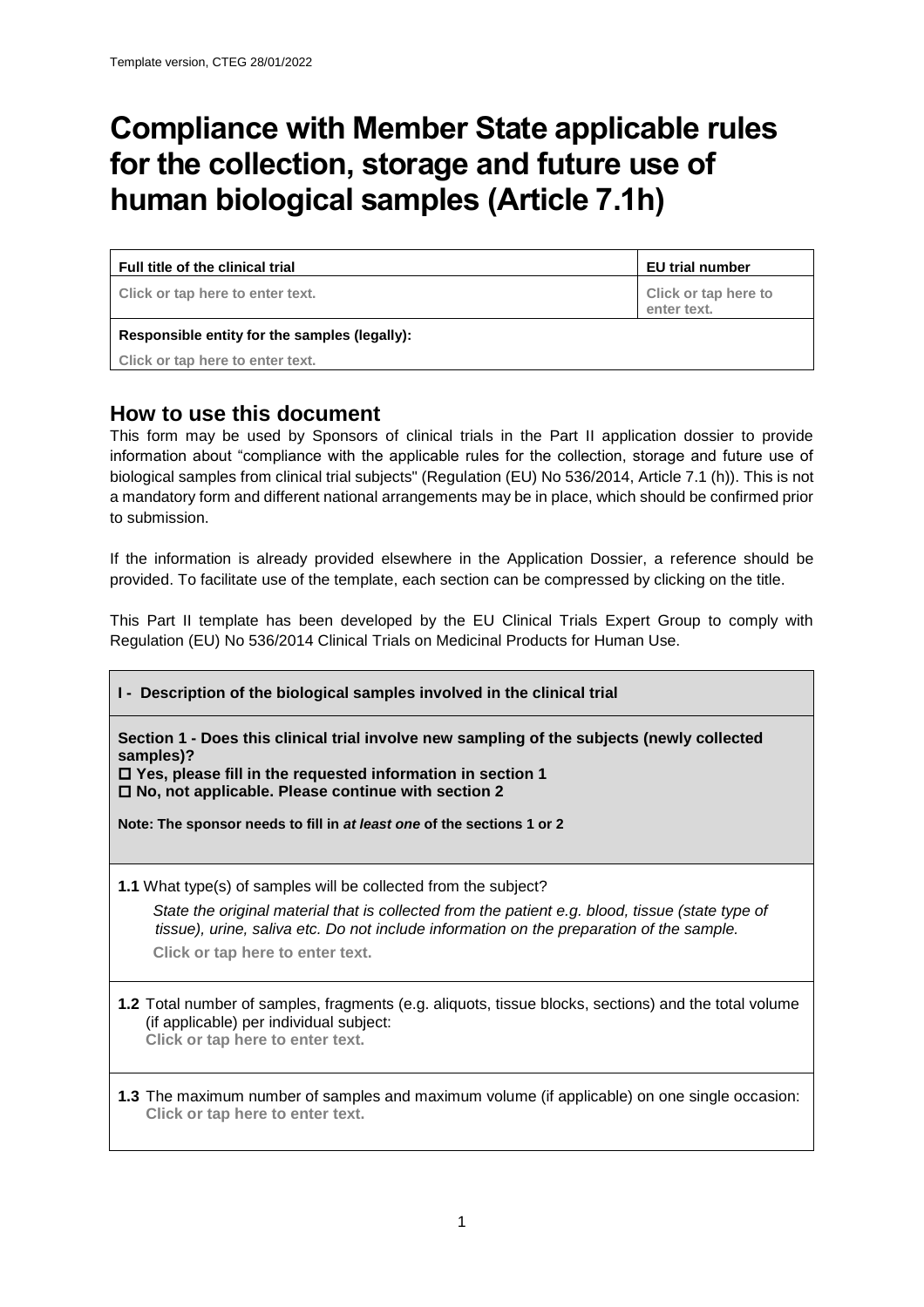Template version, CTEG 28/01/2022

# Compliance with Member State applicable rules for the collection, storage and future use of human biological samples (Article 7.1h)

| Full title of the clinical trial | EU trial number |
| --- | --- |
| Click or tap here to enter text. | Click or tap here to enter text. |
| **Responsible entity for the samples (legally):** | |
| Click or tap here to enter text. | |

## How to use this document

This form may be used by Sponsors of clinical trials in the Part II application dossier to provide information about "compliance with the applicable rules for the collection, storage and future use of biological samples from clinical trial subjects" (Regulation (EU) No 536/2014, Article 7.1 (h)). This is not a mandatory form and different national arrangements may be in place, which should be confirmed prior to submission.

If the information is already provided elsewhere in the Application Dossier, a reference should be provided. To facilitate use of the template, each section can be compressed by clicking on the title.

This Part II template has been developed by the EU Clinical Trials Expert Group to comply with Regulation (EU) No 536/2014 Clinical Trials on Medicinal Products for Human Use.

**I - Description of the biological samples involved in the clinical trial**

**Section 1 - Does this clinical trial involve new sampling of the subjects (newly collected samples)?**

☐ **Yes, please fill in the requested information in section 1**

☐ **No, not applicable. Please continue with section 2**

**Note: The sponsor needs to fill in *at least one* of the sections 1 or 2**

**1.1** What type(s) of samples will be collected from the subject?

*State the original material that is collected from the patient e.g. blood, tissue (state type of tissue), urine, saliva etc. Do not include information on the preparation of the sample.*

Click or tap here to enter text.

**1.2** Total number of samples, fragments (e.g. aliquots, tissue blocks, sections) and the total volume (if applicable) per individual subject:
Click or tap here to enter text.

**1.3** The maximum number of samples and maximum volume (if applicable) on one single occasion:
Click or tap here to enter text.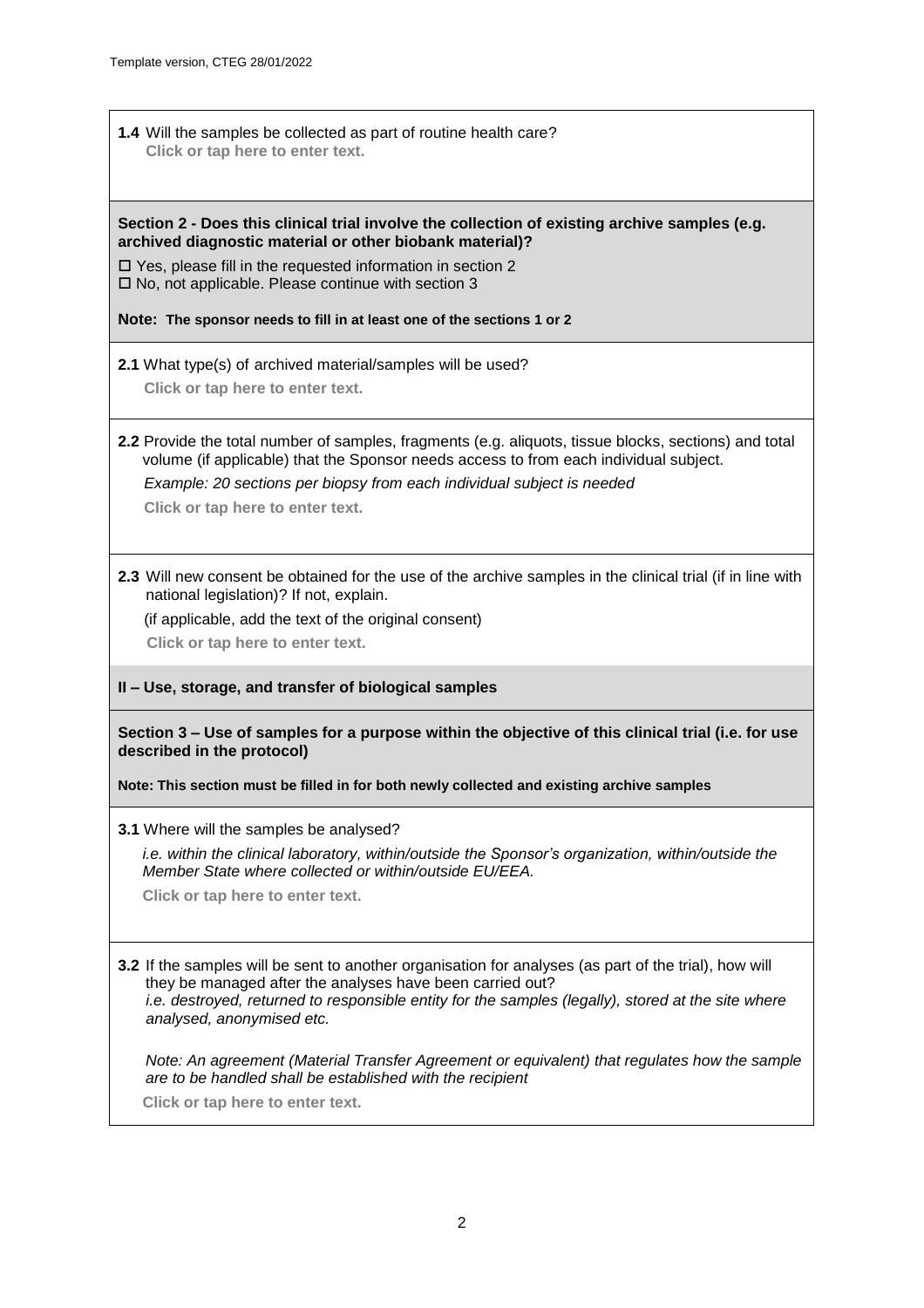**1.4** Will the samples be collected as part of routine health care?
**Click or tap here to enter text.**

**Section 2 - Does this clinical trial involve the collection of existing archive samples (e.g. archived diagnostic material or other biobank material)?**

☐ Yes, please fill in the requested information in section 2
☐ No, not applicable. Please continue with section 3

**Note: The sponsor needs to fill in at least one of the sections 1 or 2**

**2.1** What type(s) of archived material/samples will be used?
**Click or tap here to enter text.**

**2.2** Provide the total number of samples, fragments (e.g. aliquots, tissue blocks, sections) and total volume (if applicable) that the Sponsor needs access to from each individual subject.

*Example: 20 sections per biopsy from each individual subject is needed*

**Click or tap here to enter text.**

**2.3** Will new consent be obtained for the use of the archive samples in the clinical trial (if in line with national legislation)? If not, explain.

(if applicable, add the text of the original consent)

**Click or tap here to enter text.**

**II – Use, storage, and transfer of biological samples**

**Section 3 – Use of samples for a purpose within the objective of this clinical trial (i.e. for use described in the protocol)**

**Note: This section must be filled in for both newly collected and existing archive samples**

**3.1** Where will the samples be analysed?

*i.e. within the clinical laboratory, within/outside the Sponsor's organization, within/outside the Member State where collected or within/outside EU/EEA.*

**Click or tap here to enter text.**

**3.2** If the samples will be sent to another organisation for analyses (as part of the trial), how will they be managed after the analyses have been carried out?
*i.e. destroyed, returned to responsible entity for the samples (legally), stored at the site where analysed, anonymised etc.*

*Note: An agreement (Material Transfer Agreement or equivalent) that regulates how the sample are to be handled shall be established with the recipient*

**Click or tap here to enter text.**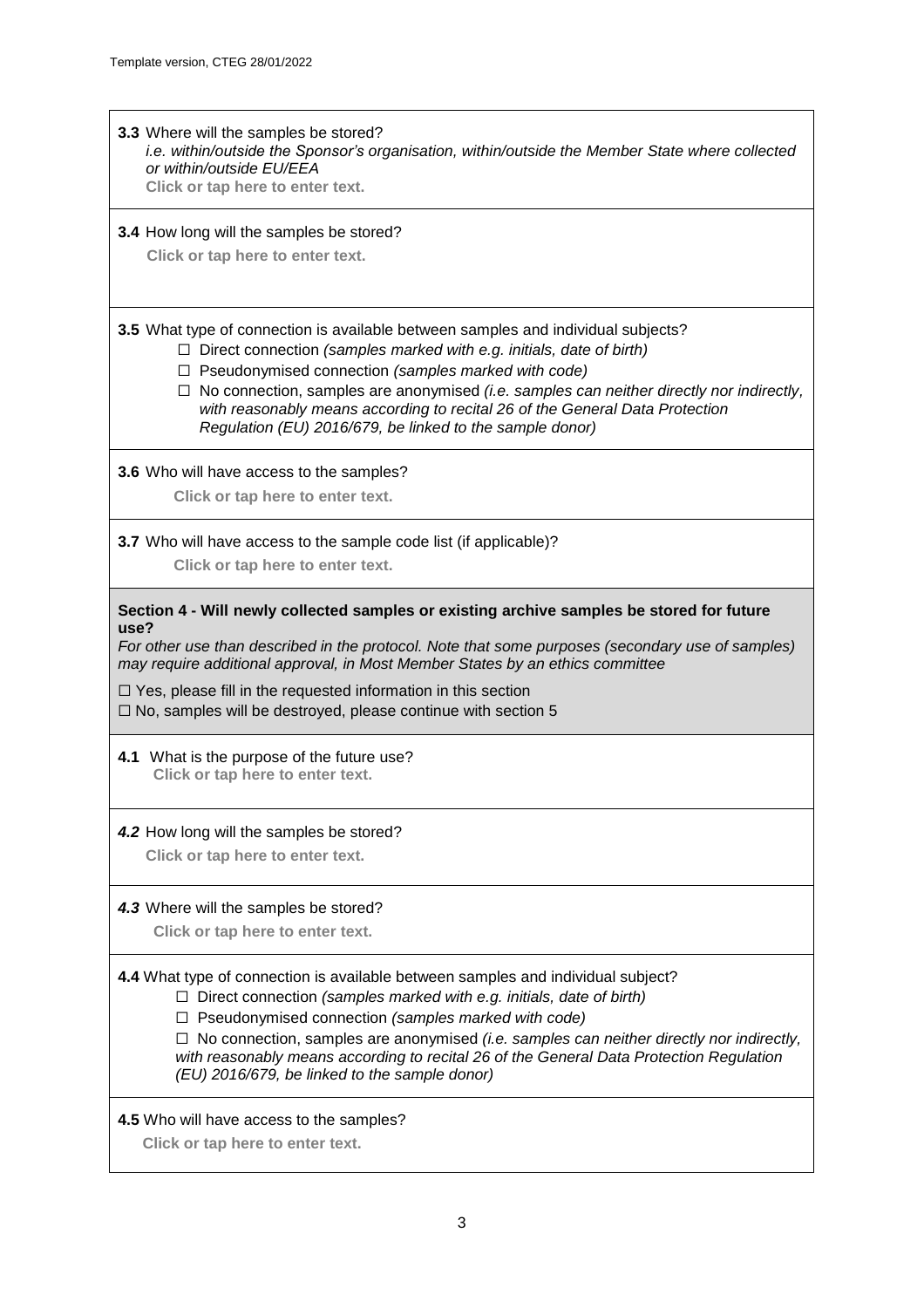**3.3** Where will the samples be stored?
*i.e. within/outside the Sponsor's organisation, within/outside the Member State where collected or within/outside EU/EEA*
**Click or tap here to enter text.**

**3.4** How long will the samples be stored?
**Click or tap here to enter text.**

**3.5** What type of connection is available between samples and individual subjects?

- ☐ Direct connection *(samples marked with e.g. initials, date of birth)*
- ☐ Pseudonymised connection *(samples marked with code)*
- ☐ No connection, samples are anonymised *(i.e. samples can neither directly nor indirectly, with reasonably means according to recital 26 of the General Data Protection Regulation (EU) 2016/679, be linked to the sample donor)*

**3.6** Who will have access to the samples?
**Click or tap here to enter text.**

**3.7** Who will have access to the sample code list (if applicable)?
**Click or tap here to enter text.**

**Section 4 - Will newly collected samples or existing archive samples be stored for future use?**
*For other use than described in the protocol. Note that some purposes (secondary use of samples) may require additional approval, in Most Member States by an ethics committee*

☐ Yes, please fill in the requested information in this section
☐ No, samples will be destroyed, please continue with section 5

**4.1** What is the purpose of the future use?
**Click or tap here to enter text.**

***4.2*** How long will the samples be stored?
**Click or tap here to enter text.**

***4.3*** Where will the samples be stored?
**Click or tap here to enter text.**

**4.4** What type of connection is available between samples and individual subject?

- ☐ Direct connection *(samples marked with e.g. initials, date of birth)*
- ☐ Pseudonymised connection *(samples marked with code)*
- ☐ No connection, samples are anonymised *(i.e. samples can neither directly nor indirectly, with reasonably means according to recital 26 of the General Data Protection Regulation (EU) 2016/679, be linked to the sample donor)*

**4.5** Who will have access to the samples?
**Click or tap here to enter text.**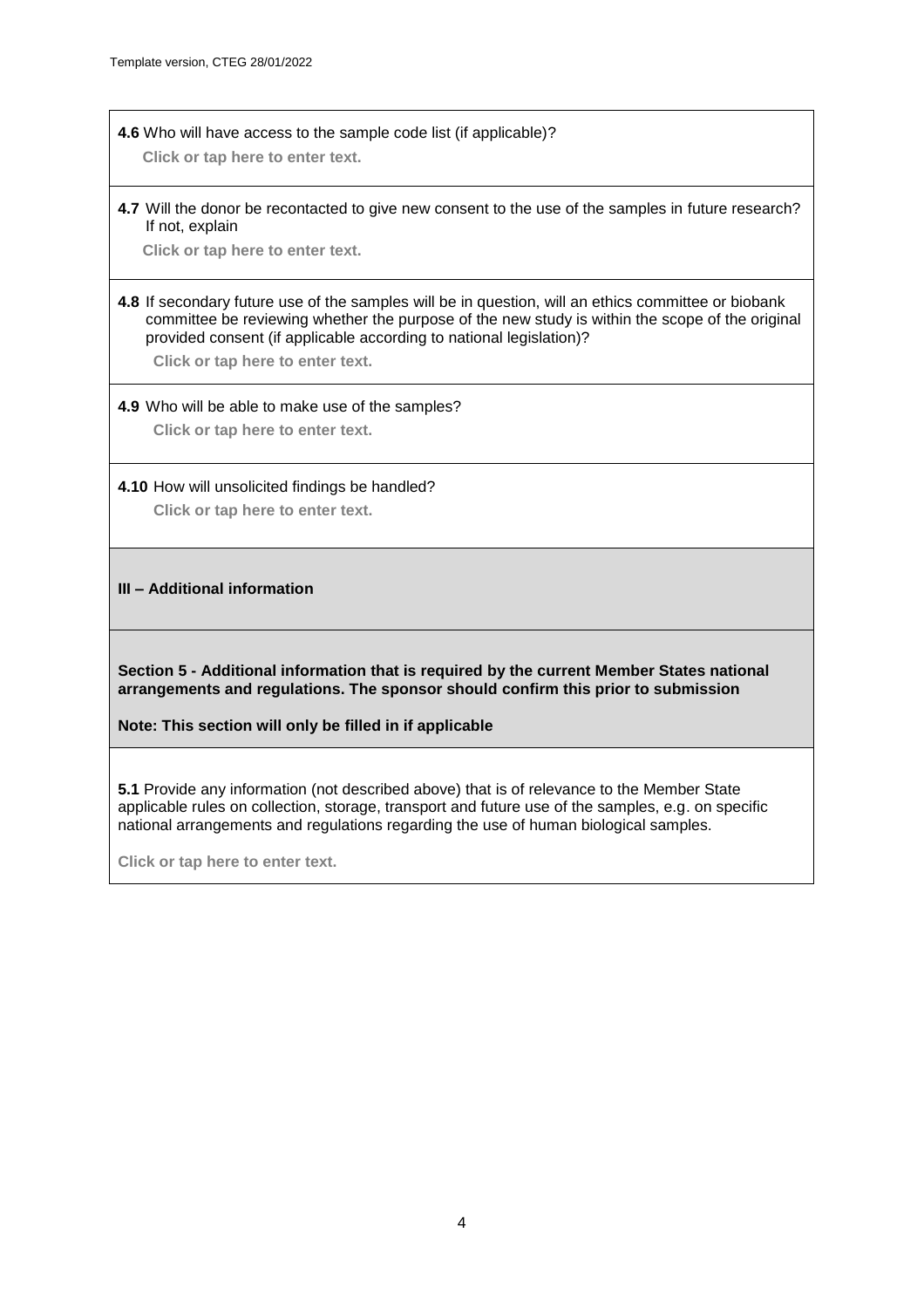**4.6** Who will have access to the sample code list (if applicable)?

Click or tap here to enter text.

**4.7** Will the donor be recontacted to give new consent to the use of the samples in future research? If not, explain

Click or tap here to enter text.

**4.8** If secondary future use of the samples will be in question, will an ethics committee or biobank committee be reviewing whether the purpose of the new study is within the scope of the original provided consent (if applicable according to national legislation)?

Click or tap here to enter text.

**4.9** Who will be able to make use of the samples?

Click or tap here to enter text.

**4.10** How will unsolicited findings be handled?

Click or tap here to enter text.

## III – Additional information

### Section 5 - Additional information that is required by the current Member States national arrangements and regulations. The sponsor should confirm this prior to submission

**Note: This section will only be filled in if applicable**

**5.1** Provide any information (not described above) that is of relevance to the Member State applicable rules on collection, storage, transport and future use of the samples, e.g. on specific national arrangements and regulations regarding the use of human biological samples.

Click or tap here to enter text.